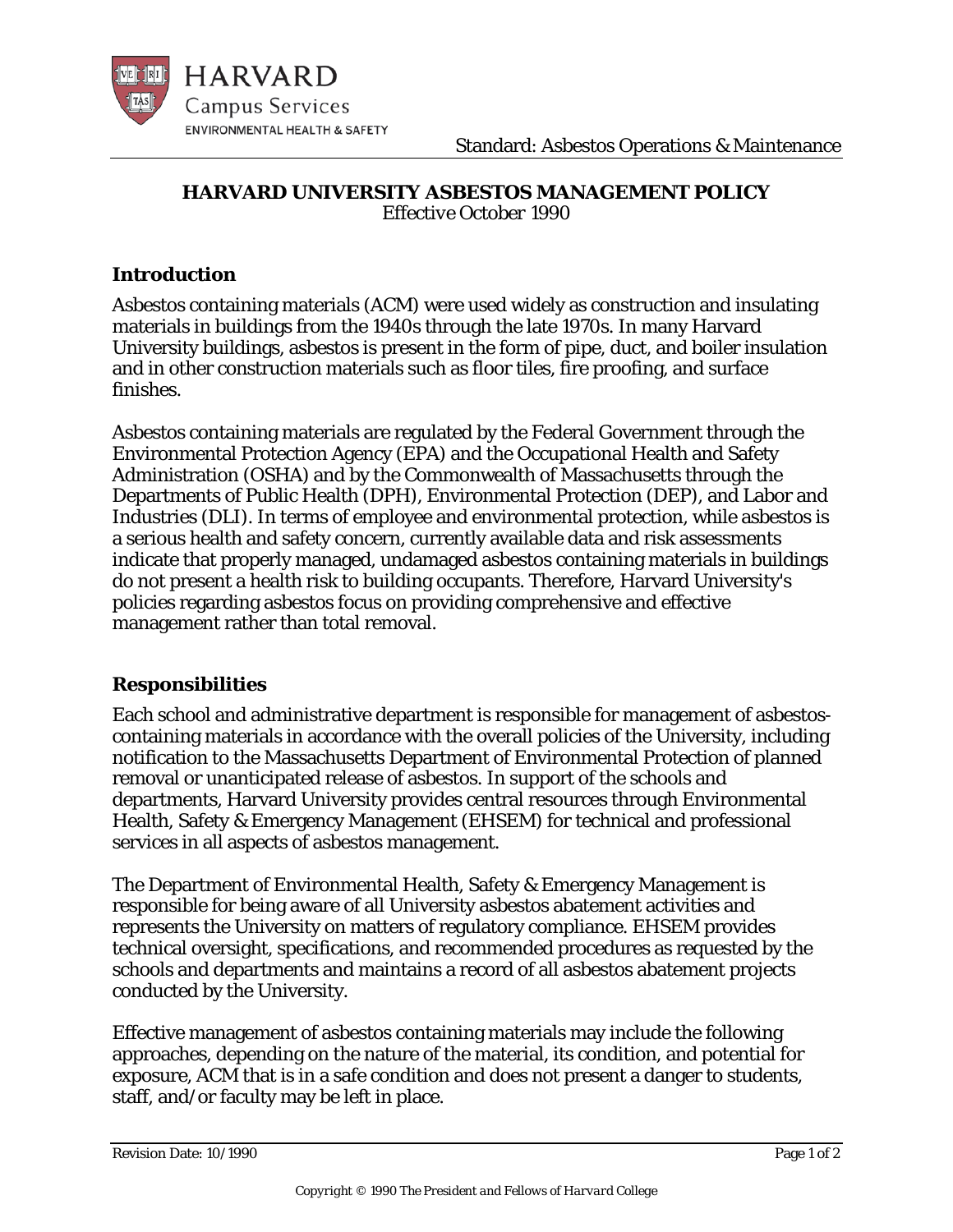# HARVARD UNIVERSITY ASBESTOS MANAGEMENT POLICY

Effective October 1990

## Introduction

Asbestos containing materials (ACM) were used widely as construction and insulating materials in buildings from the 1940s through the late 1970s. In many Harvard University buildings, asbestos is present in the form of pipe, duct, and boiler insulation and in other construction materials such as floor tiles, fire proofing, and surface finishes.

Asbestos containing materials are regulated by the Federal Government through the Environmental Protection Agency (EPA) and the Occupational Health and Safety Administration (OSHA) and by the Commonwealth of Massachusetts through the Departments of Public Health (DPH), Environmental Protection (DEP), and Labor and Industries (DLI). In terms of employee and environmental protection, while asbestos is a serious health and safety concern, currently available data and risk assessments indicate that properly managed, undamaged asbestos containing materials in buildings do not present a health risk to building occupants. Therefore, Harvard University's policies regarding asbestos focus on providing comprehensive and effective management rather than total removal.

## Responsibilities

Each school and administrative department is responsible for management of asbestos-containing materials in accordance with the overall policies of the University, including notification to the Massachusetts Department of Environmental Protection of planned removal or unanticipated release of asbestos. In support of the schools and departments, Harvard University provides central resources through Environmental Health, Safety & Emergency Management (EHSEM) for technical and professional services in all aspects of asbestos management.

The Department of Environmental Health, Safety & Emergency Management is responsible for being aware of all University asbestos abatement activities and represents the University on matters of regulatory compliance. EHSEM provides technical oversight, specifications, and recommended procedures as requested by the schools and departments and maintains a record of all asbestos abatement projects conducted by the University.

Effective management of asbestos containing materials may include the following approaches, depending on the nature of the material, its condition, and potential for exposure, ACM that is in a safe condition and does not present a danger to students, staff, and/or faculty may be left in place.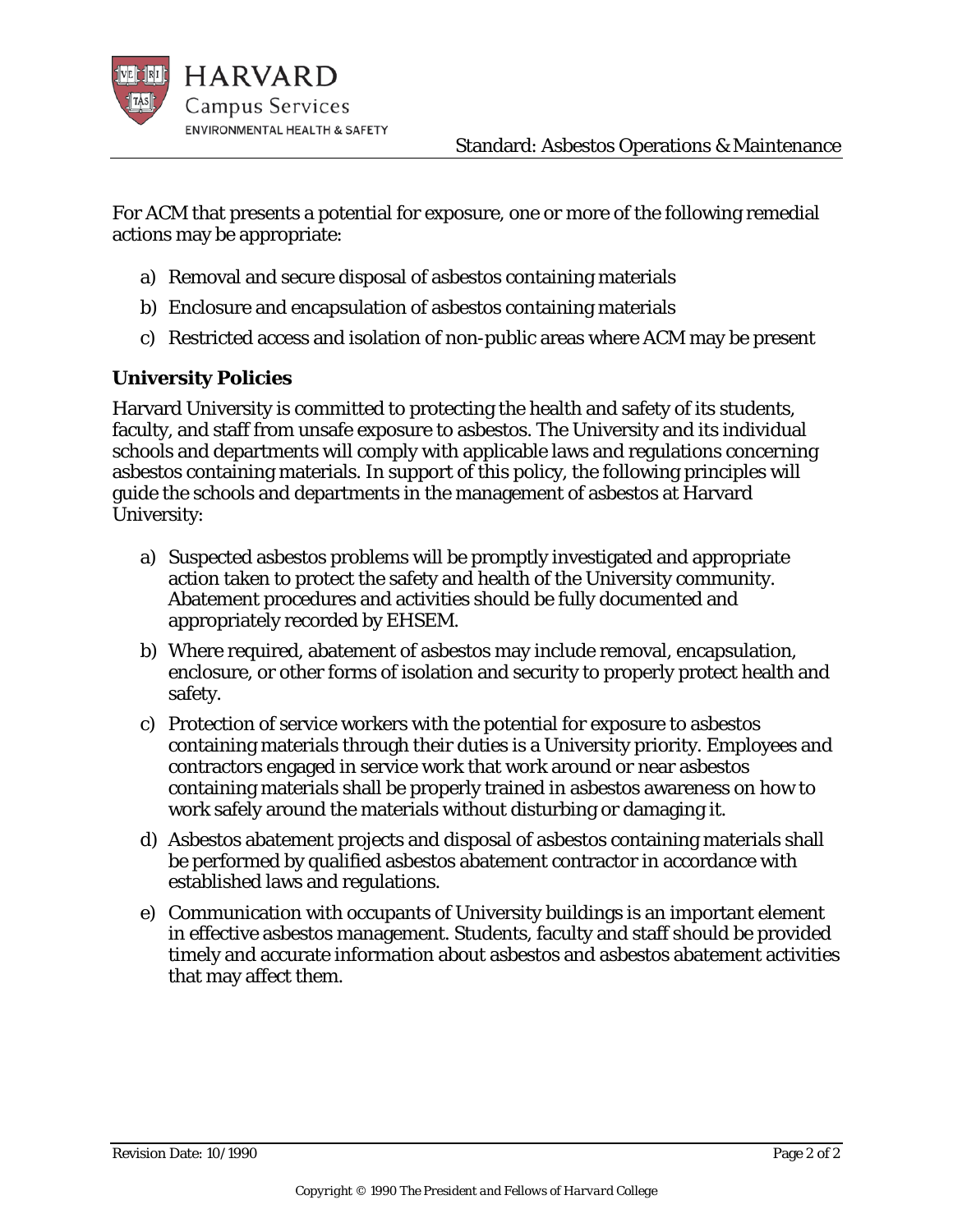For ACM that presents a potential for exposure, one or more of the following remedial actions may be appropriate:

a) Removal and secure disposal of asbestos containing materials
b) Enclosure and encapsulation of asbestos containing materials
c) Restricted access and isolation of non-public areas where ACM may be present

### University Policies

Harvard University is committed to protecting the health and safety of its students, faculty, and staff from unsafe exposure to asbestos. The University and its individual schools and departments will comply with applicable laws and regulations concerning asbestos containing materials. In support of this policy, the following principles will guide the schools and departments in the management of asbestos at Harvard University:

a) Suspected asbestos problems will be promptly investigated and appropriate action taken to protect the safety and health of the University community. Abatement procedures and activities should be fully documented and appropriately recorded by EHSEM.

b) Where required, abatement of asbestos may include removal, encapsulation, enclosure, or other forms of isolation and security to properly protect health and safety.

c) Protection of service workers with the potential for exposure to asbestos containing materials through their duties is a University priority. Employees and contractors engaged in service work that work around or near asbestos containing materials shall be properly trained in asbestos awareness on how to work safely around the materials without disturbing or damaging it.

d) Asbestos abatement projects and disposal of asbestos containing materials shall be performed by qualified asbestos abatement contractor in accordance with established laws and regulations.

e) Communication with occupants of University buildings is an important element in effective asbestos management. Students, faculty and staff should be provided timely and accurate information about asbestos and asbestos abatement activities that may affect them.